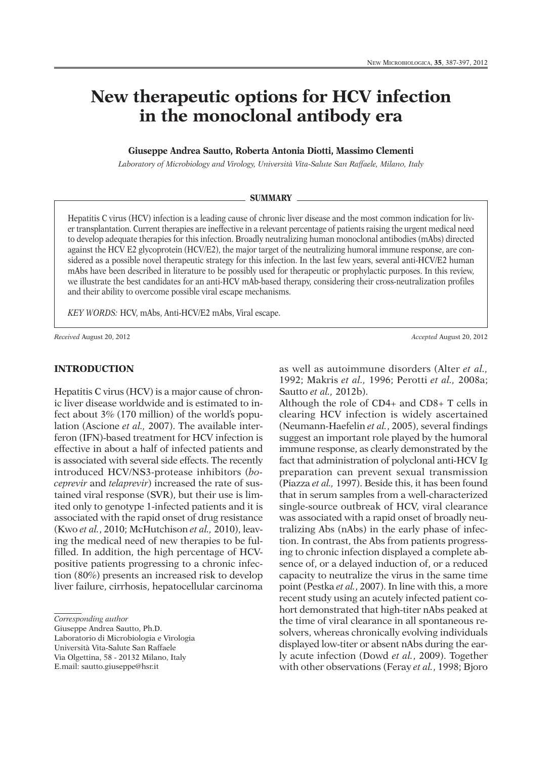# New therapeutic options for HCV infection in the monoclonal antibody era

**Giuseppe Andrea Sautto, Roberta Antonia Diotti, Massimo Clementi**

*Laboratory of Microbiology and Virology, Università Vita-Salute San Raffaele, Milano, Italy*

## SUMMARY

Hepatitis C virus (HCV) infection is a leading cause of chronic liver disease and the most common indication for liver transplantation. Current therapies are ineffective in a relevant percentage of patients raising the urgent medical need to develop adequate therapies for this infection. Broadly neutralizing human monoclonal antibodies (mAbs) directed against the HCV E2 glycoprotein (HCV/E2), the major target of the neutralizing humoral immune response, are considered as a possible novel therapeutic strategy for this infection. In the last few years, several anti-HCV/E2 human mAbs have been described in literature to be possibly used for therapeutic or prophylactic purposes. In this review, we illustrate the best candidates for an anti-HCV mAb-based therapy, considering their cross-neutralization profiles and their ability to overcome possible viral escape mechanisms.

*KEY WORDS:* HCV, mAbs, Anti-HCV/E2 mAbs, Viral escape.

*Received* August 20, 2012 *Accepted* August 20, 2012

## INTRODUCTION

Hepatitis C virus (HCV) is a major cause of chronic liver disease worldwide and is estimated to infect about 3% (170 million) of the world's population (Ascione *et al.,* 2007). The available interferon (IFN)-based treatment for HCV infection is effective in about a half of infected patients and is associated with several side effects. The recently introduced HCV/NS3-protease inhibitors (*boceprevir* and *telaprevir*) increased the rate of sustained viral response (SVR), but their use is limited only to genotype 1-infected patients and it is associated with the rapid onset of drug resistance (Kwo *et al.*, 2010; McHutchison *et al.,* 2010), leaving the medical need of new therapies to be fulfilled. In addition, the high percentage of HCV-positive patients progressing to a chronic infection (80%) presents an increased risk to develop liver failure, cirrhosis, hepatocellular carcinoma as well as autoimmune disorders (Alter *et al.,* 1992; Makris *et al.,* 1996; Perotti *et al.,* 2008a; Sautto *et al.,* 2012b).

Although the role of CD4+ and CD8+ T cells in clearing HCV infection is widely ascertained (Neumann-Haefelin *et al.*, 2005), several findings suggest an important role played by the humoral immune response, as clearly demonstrated by the fact that administration of polyclonal anti-HCV Ig preparation can prevent sexual transmission (Piazza *et al.,* 1997). Beside this, it has been found that in serum samples from a well-characterized single-source outbreak of HCV, viral clearance was associated with a rapid onset of broadly neutralizing Abs (nAbs) in the early phase of infection. In contrast, the Abs from patients progressing to chronic infection displayed a complete absence of, or a delayed induction of, or a reduced capacity to neutralize the virus in the same time point (Pestka *et al.*, 2007). In line with this, a more recent study using an acutely infected patient cohort demonstrated that high-titer nAbs peaked at the time of viral clearance in all spontaneous resolvers, whereas chronically evolving individuals displayed low-titer or absent nAbs during the early acute infection (Dowd *et al.*, 2009). Together with other observations (Feray *et al.*, 1998; Bjoro

*Corresponding author*
Giuseppe Andrea Sautto, Ph.D.
Laboratorio di Microbiologia e Virologia
Università Vita-Salute San Raffaele
Via Olgettina, 58 - 20132 Milano, Italy
E.mail: sautto.giuseppe@hsr.it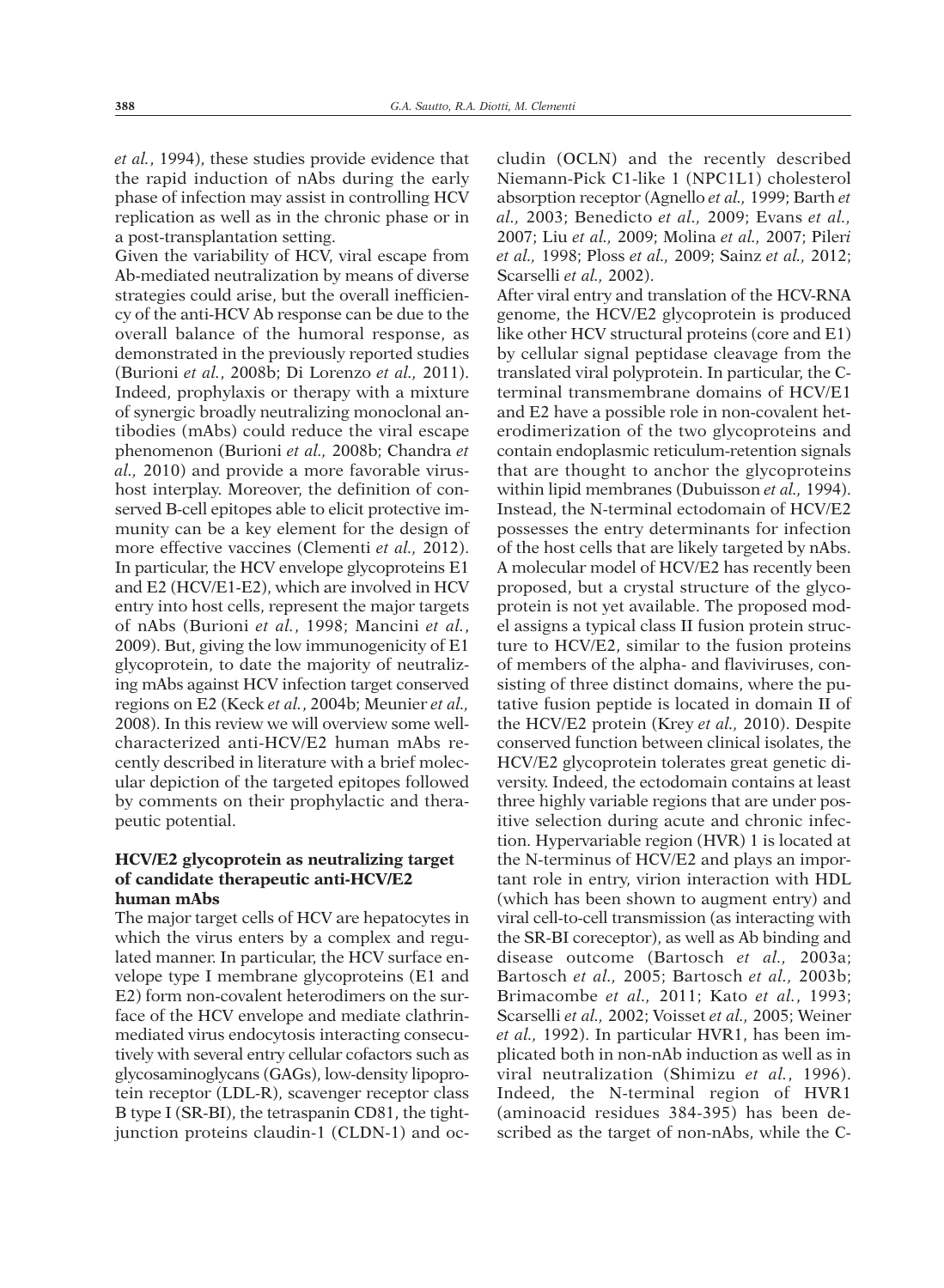*et al.*, 1994), these studies provide evidence that the rapid induction of nAbs during the early phase of infection may assist in controlling HCV replication as well as in the chronic phase or in a post-transplantation setting.

Given the variability of HCV, viral escape from Ab-mediated neutralization by means of diverse strategies could arise, but the overall inefficiency of the anti-HCV Ab response can be due to the overall balance of the humoral response, as demonstrated in the previously reported studies (Burioni *et al.*, 2008b; Di Lorenzo *et al.,* 2011). Indeed, prophylaxis or therapy with a mixture of synergic broadly neutralizing monoclonal antibodies (mAbs) could reduce the viral escape phenomenon (Burioni *et al.,* 2008b; Chandra *et al.,* 2010) and provide a more favorable virus-host interplay. Moreover, the definition of conserved B-cell epitopes able to elicit protective immunity can be a key element for the design of more effective vaccines (Clementi *et al.,* 2012). In particular, the HCV envelope glycoproteins E1 and E2 (HCV/E1-E2), which are involved in HCV entry into host cells, represent the major targets of nAbs (Burioni *et al.*, 1998; Mancini *et al.*, 2009). But, giving the low immunogenicity of E1 glycoprotein, to date the majority of neutralizing mAbs against HCV infection target conserved regions on E2 (Keck *et al.*, 2004b; Meunier *et al.,* 2008). In this review we will overview some well-characterized anti-HCV/E2 human mAbs recently described in literature with a brief molecular depiction of the targeted epitopes followed by comments on their prophylactic and therapeutic potential.

## HCV/E2 glycoprotein as neutralizing target of candidate therapeutic anti-HCV/E2 human mAbs

The major target cells of HCV are hepatocytes in which the virus enters by a complex and regulated manner. In particular, the HCV surface envelope type I membrane glycoproteins (E1 and E2) form non-covalent heterodimers on the surface of the HCV envelope and mediate clathrin-mediated virus endocytosis interacting consecutively with several entry cellular cofactors such as glycosaminoglycans (GAGs), low-density lipoprotein receptor (LDL-R), scavenger receptor class B type I (SR-BI), the tetraspanin CD81, the tight-junction proteins claudin-1 (CLDN-1) and occludin (OCLN) and the recently described Niemann-Pick C1-like 1 (NPC1L1) cholesterol absorption receptor (Agnello *et al.,* 1999; Barth *et al.,* 2003; Benedicto *et al.,* 2009; Evans *et al.,* 2007; Liu *et al.,* 2009; Molina *et al.,* 2007; Pileri *et al.,* 1998; Ploss *et al.,* 2009; Sainz *et al.,* 2012; Scarselli *et al.,* 2002).

After viral entry and translation of the HCV-RNA genome, the HCV/E2 glycoprotein is produced like other HCV structural proteins (core and E1) by cellular signal peptidase cleavage from the translated viral polyprotein. In particular, the C-terminal transmembrane domains of HCV/E1 and E2 have a possible role in non-covalent heterodimerization of the two glycoproteins and contain endoplasmic reticulum-retention signals that are thought to anchor the glycoproteins within lipid membranes (Dubuisson *et al.,* 1994). Instead, the N-terminal ectodomain of HCV/E2 possesses the entry determinants for infection of the host cells that are likely targeted by nAbs. A molecular model of HCV/E2 has recently been proposed, but a crystal structure of the glycoprotein is not yet available. The proposed model assigns a typical class II fusion protein structure to HCV/E2, similar to the fusion proteins of members of the alpha- and flaviviruses, consisting of three distinct domains, where the putative fusion peptide is located in domain II of the HCV/E2 protein (Krey *et al.,* 2010). Despite conserved function between clinical isolates, the HCV/E2 glycoprotein tolerates great genetic diversity. Indeed, the ectodomain contains at least three highly variable regions that are under positive selection during acute and chronic infection. Hypervariable region (HVR) 1 is located at the N-terminus of HCV/E2 and plays an important role in entry, virion interaction with HDL (which has been shown to augment entry) and viral cell-to-cell transmission (as interacting with the SR-BI coreceptor), as well as Ab binding and disease outcome (Bartosch *et al.,* 2003a; Bartosch *et al.,* 2005; Bartosch *et al.*, 2003b; Brimacombe *et al.,* 2011; Kato *et al.*, 1993; Scarselli *et al.,* 2002; Voisset *et al.,* 2005; Weiner *et al.,* 1992). In particular HVR1, has been implicated both in non-nAb induction as well as in viral neutralization (Shimizu *et al.*, 1996). Indeed, the N-terminal region of HVR1 (aminoacid residues 384-395) has been described as the target of non-nAbs, while the C-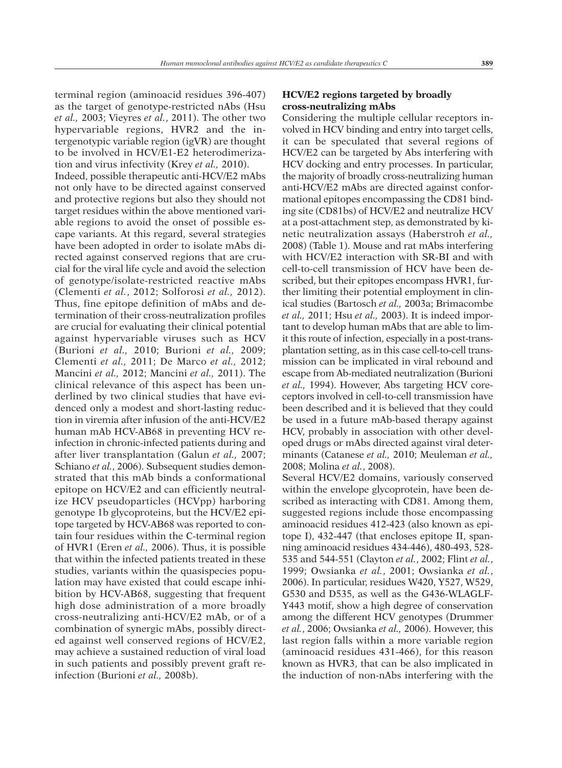terminal region (aminoacid residues 396-407) as the target of genotype-restricted nAbs (Hsu *et al.,* 2003; Vieyres *et al.*, 2011). The other two hypervariable regions, HVR2 and the intergenotypic variable region (igVR) are thought to be involved in HCV/E1-E2 heterodimerization and virus infectivity (Krey *et al.,* 2010).

Indeed, possible therapeutic anti-HCV/E2 mAbs not only have to be directed against conserved and protective regions but also they should not target residues within the above mentioned variable regions to avoid the onset of possible escape variants. At this regard, several strategies have been adopted in order to isolate mAbs directed against conserved regions that are crucial for the viral life cycle and avoid the selection of genotype/isolate-restricted reactive mAbs (Clementi *et al.*, 2012; Solforosi *et al.,* 2012). Thus, fine epitope definition of mAbs and determination of their cross-neutralization profiles are crucial for evaluating their clinical potential against hypervariable viruses such as HCV (Burioni *et al.,* 2010; Burioni *et al.,* 2009; Clementi *et al.,* 2011; De Marco *et al.,* 2012; Mancini *et al.,* 2012; Mancini *et al.,* 2011). The clinical relevance of this aspect has been underlined by two clinical studies that have evidenced only a modest and short-lasting reduction in viremia after infusion of the anti-HCV/E2 human mAb HCV-AB68 in preventing HCV reinfection in chronic-infected patients during and after liver transplantation (Galun *et al.,* 2007; Schiano *et al.*, 2006). Subsequent studies demonstrated that this mAb binds a conformational epitope on HCV/E2 and can efficiently neutralize HCV pseudoparticles (HCVpp) harboring genotype 1b glycoproteins, but the HCV/E2 epitope targeted by HCV-AB68 was reported to contain four residues within the C-terminal region of HVR1 (Eren *et al.,* 2006). Thus, it is possible that within the infected patients treated in these studies, variants within the quasispecies population may have existed that could escape inhibition by HCV-AB68, suggesting that frequent high dose administration of a more broadly cross-neutralizing anti-HCV/E2 mAb, or of a combination of synergic mAbs, possibly directed against well conserved regions of HCV/E2, may achieve a sustained reduction of viral load in such patients and possibly prevent graft reinfection (Burioni *et al.,* 2008b).

## HCV/E2 regions targeted by broadly cross-neutralizing mAbs

Considering the multiple cellular receptors involved in HCV binding and entry into target cells, it can be speculated that several regions of HCV/E2 can be targeted by Abs interfering with HCV docking and entry processes. In particular, the majority of broadly cross-neutralizing human anti-HCV/E2 mAbs are directed against conformational epitopes encompassing the CD81 binding site (CD81bs) of HCV/E2 and neutralize HCV at a post-attachment step, as demonstrated by kinetic neutralization assays (Haberstroh *et al.,* 2008) (Table 1). Mouse and rat mAbs interfering with HCV/E2 interaction with SR-BI and with cell-to-cell transmission of HCV have been described, but their epitopes encompass HVR1, further limiting their potential employment in clinical studies (Bartosch *et al.,* 2003a; Brimacombe *et al.,* 2011; Hsu *et al.,* 2003). It is indeed important to develop human mAbs that are able to limit this route of infection, especially in a post-transplantation setting, as in this case cell-to-cell transmission can be implicated in viral rebound and escape from Ab-mediated neutralization (Burioni *et al.,* 1994). However, Abs targeting HCV coreceptors involved in cell-to-cell transmission have been described and it is believed that they could be used in a future mAb-based therapy against HCV, probably in association with other developed drugs or mAbs directed against viral determinants (Catanese *et al.,* 2010; Meuleman *et al.,* 2008; Molina *et al.*, 2008).

Several HCV/E2 domains, variously conserved within the envelope glycoprotein, have been described as interacting with CD81. Among them, suggested regions include those encompassing aminoacid residues 412-423 (also known as epitope I), 432-447 (that encloses epitope II, spanning aminoacid residues 434-446), 480-493, 528-535 and 544-551 (Clayton *et al.*, 2002; Flint *et al.*, 1999; Owsianka *et al.*, 2001; Owsianka *et al.*, 2006). In particular, residues W420, Y527, W529, G530 and D535, as well as the G436-WLAGLF-Y443 motif, show a high degree of conservation among the different HCV genotypes (Drummer *et al.*, 2006; Owsianka *et al.,* 2006). However, this last region falls within a more variable region (aminoacid residues 431-466), for this reason known as HVR3, that can be also implicated in the induction of non-nAbs interfering with the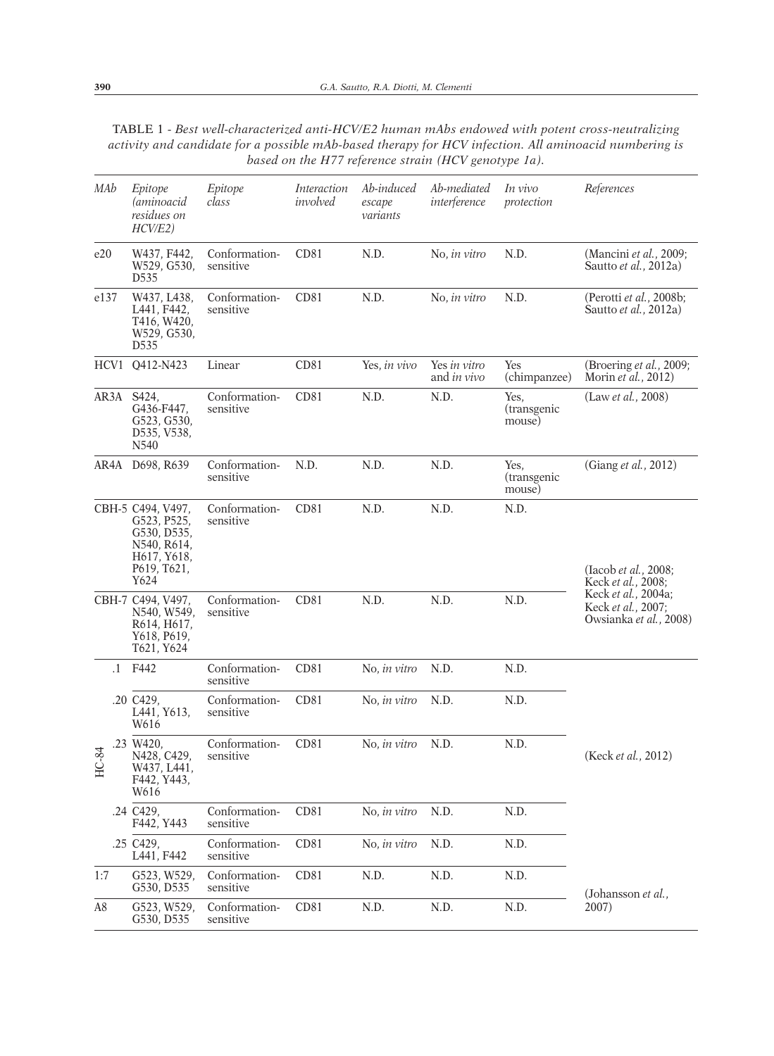TABLE 1 - *Best well-characterized anti-HCV/E2 human mAbs endowed with potent cross-neutralizing activity and candidate for a possible mAb-based therapy for HCV infection. All aminoacid numbering is based on the H77 reference strain (HCV genotype 1a).*

| *MAb* | *Epitope (aminoacid residues on HCV/E2)* | *Epitope class* | *Interaction involved* | *Ab-induced escape variants* | *Ab-mediated interference* | *In vivo protection* | *References* |
|---|---|---|---|---|---|---|---|
| e20 | W437, F442, W529, G530, D535 | Conformation-sensitive | CD81 | N.D. | No, *in vitro* | N.D. | (Mancini *et al.*, 2009; Sautto *et al.*, 2012a) |
| e137 | W437, L438, L441, F442, T416, W420, W529, G530, D535 | Conformation-sensitive | CD81 | N.D. | No, *in vitro* | N.D. | (Perotti *et al.*, 2008b; Sautto *et al.*, 2012a) |
| HCV1 | Q412-N423 | Linear | CD81 | Yes, *in vivo* | Yes *in vitro* and *in vivo* | Yes (chimpanzee) | (Broering *et al.*, 2009; Morin *et al.*, 2012) |
| AR3A | S424, G436-F447, G523, G530, D535, V538, N540 | Conformation-sensitive | CD81 | N.D. | N.D. | Yes, (transgenic mouse) | (Law *et al.*, 2008) |
| AR4A | D698, R639 | Conformation-sensitive | N.D. | N.D. | N.D. | Yes, (transgenic mouse) | (Giang *et al.*, 2012) |
| CBH-5 | C494, V497, G523, P525, G530, D535, N540, R614, H617, Y618, P619, T621, Y624 | Conformation-sensitive | CD81 | N.D. | N.D. | N.D. | (Iacob *et al.*, 2008; Keck *et al.*, 2008; Keck *et al.*, 2004a; Keck *et al.*, 2007; Owsianka *et al.*, 2008) |
| CBH-7 | C494, V497, N540, W549, R614, H617, Y618, P619, T621, Y624 | Conformation-sensitive | CD81 | N.D. | N.D. | N.D. | |
| HC-84.1 | F442 | Conformation-sensitive | CD81 | No, *in vitro* | N.D. | N.D. | (Keck *et al.*, 2012) |
| HC-84.20 | C429, L441, Y613, W616 | Conformation-sensitive | CD81 | No, *in vitro* | N.D. | N.D. | |
| HC-84.23 | W420, N428, C429, W437, L441, F442, Y443, W616 | Conformation-sensitive | CD81 | No, *in vitro* | N.D. | N.D. | |
| HC-84.24 | C429, F442, Y443 | Conformation-sensitive | CD81 | No, *in vitro* | N.D. | N.D. | |
| HC-84.25 | C429, L441, F442 | Conformation-sensitive | CD81 | No, *in vitro* | N.D. | N.D. | |
| 1:7 | G523, W529, G530, D535 | Conformation-sensitive | CD81 | N.D. | N.D. | N.D. | (Johansson *et al.*, 2007) |
| A8 | G523, W529, G530, D535 | Conformation-sensitive | CD81 | N.D. | N.D. | N.D. | |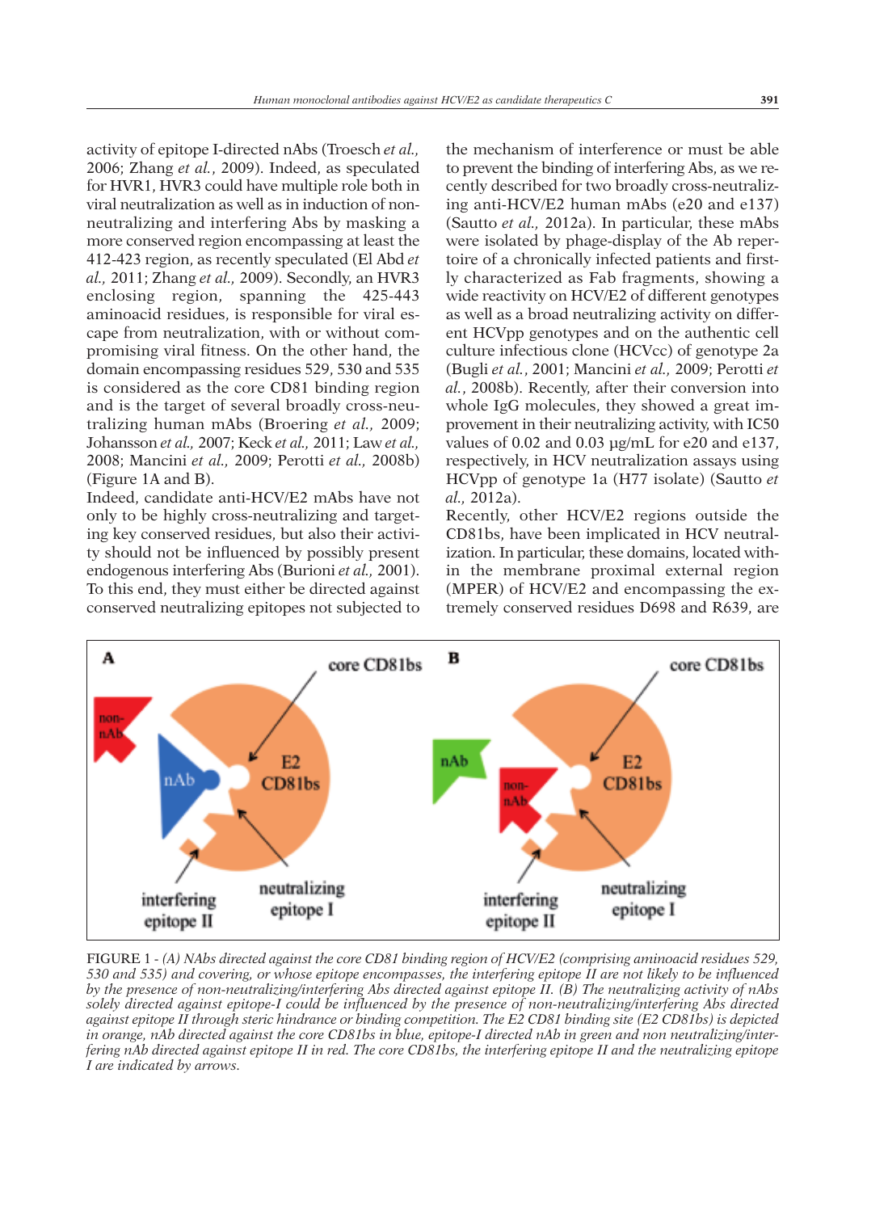activity of epitope I-directed nAbs (Troesch *et al.*, 2006; Zhang *et al.*, 2009). Indeed, as speculated for HVR1, HVR3 could have multiple role both in viral neutralization as well as in induction of non-neutralizing and interfering Abs by masking a more conserved region encompassing at least the 412-423 region, as recently speculated (El Abd *et al.*, 2011; Zhang *et al.*, 2009). Secondly, an HVR3 enclosing region, spanning the 425-443 aminoacid residues, is responsible for viral escape from neutralization, with or without compromising viral fitness. On the other hand, the domain encompassing residues 529, 530 and 535 is considered as the core CD81 binding region and is the target of several broadly cross-neutralizing human mAbs (Broering *et al.*, 2009; Johansson *et al.*, 2007; Keck *et al.*, 2011; Law *et al.*, 2008; Mancini *et al.*, 2009; Perotti *et al.*, 2008b) (Figure 1A and B).

Indeed, candidate anti-HCV/E2 mAbs have not only to be highly cross-neutralizing and targeting key conserved residues, but also their activity should not be influenced by possibly present endogenous interfering Abs (Burioni *et al.*, 2001). To this end, they must either be directed against conserved neutralizing epitopes not subjected to the mechanism of interference or must be able to prevent the binding of interfering Abs, as we recently described for two broadly cross-neutralizing anti-HCV/E2 human mAbs (e20 and e137) (Sautto *et al.*, 2012a). In particular, these mAbs were isolated by phage-display of the Ab repertoire of a chronically infected patients and firstly characterized as Fab fragments, showing a wide reactivity on HCV/E2 of different genotypes as well as a broad neutralizing activity on different HCVpp genotypes and on the authentic cell culture infectious clone (HCVcc) of genotype 2a (Bugli *et al.*, 2001; Mancini *et al.*, 2009; Perotti *et al.*, 2008b). Recently, after their conversion into whole IgG molecules, they showed a great improvement in their neutralizing activity, with IC50 values of 0.02 and 0.03 μg/mL for e20 and e137, respectively, in HCV neutralization assays using HCVpp of genotype 1a (H77 isolate) (Sautto *et al.*, 2012a).

Recently, other HCV/E2 regions outside the CD81bs, have been implicated in HCV neutralization. In particular, these domains, located within the membrane proximal external region (MPER) of HCV/E2 and encompassing the extremely conserved residues D698 and R639, are

FIGURE 1 - *(A) NAbs directed against the core CD81 binding region of HCV/E2 (comprising aminoacid residues 529, 530 and 535) and covering, or whose epitope encompasses, the interfering epitope II are not likely to be influenced by the presence of non-neutralizing/interfering Abs directed against epitope II. (B) The neutralizing activity of nAbs solely directed against epitope-I could be influenced by the presence of non-neutralizing/interfering Abs directed against epitope II through steric hindrance or binding competition. The E2 CD81 binding site (E2 CD81bs) is depicted in orange, nAb directed against the core CD81bs in blue, epitope-I directed nAb in green and non neutralizing/interfering nAb directed against epitope II in red. The core CD81bs, the interfering epitope II and the neutralizing epitope I are indicated by arrows.*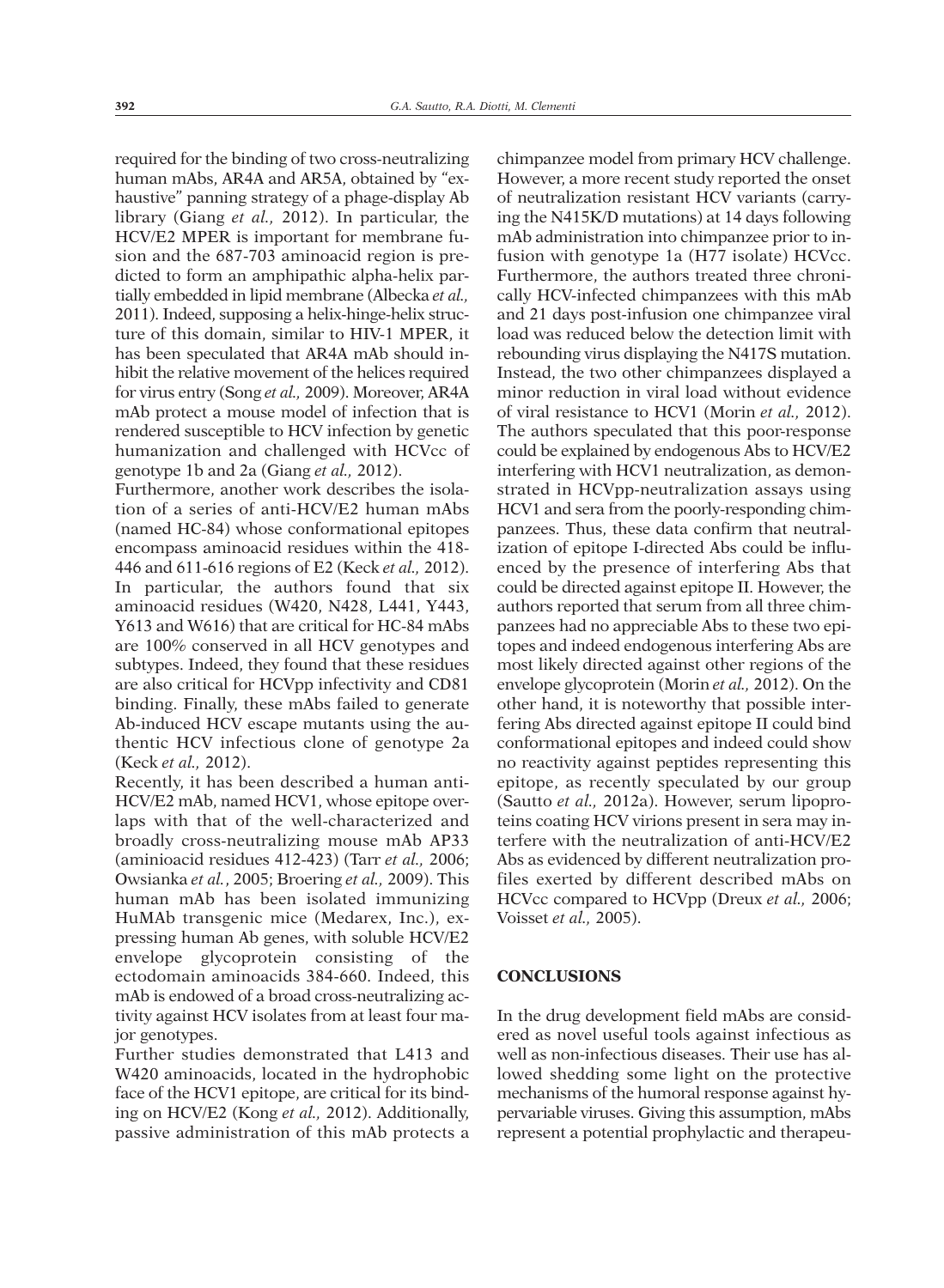required for the binding of two cross-neutralizing human mAbs, AR4A and AR5A, obtained by "exhaustive" panning strategy of a phage-display Ab library (Giang *et al.*, 2012). In particular, the HCV/E2 MPER is important for membrane fusion and the 687-703 aminoacid region is predicted to form an amphipathic alpha-helix partially embedded in lipid membrane (Albecka *et al.*, 2011). Indeed, supposing a helix-hinge-helix structure of this domain, similar to HIV-1 MPER, it has been speculated that AR4A mAb should inhibit the relative movement of the helices required for virus entry (Song *et al.*, 2009). Moreover, AR4A mAb protect a mouse model of infection that is rendered susceptible to HCV infection by genetic humanization and challenged with HCVcc of genotype 1b and 2a (Giang *et al.*, 2012).

Furthermore, another work describes the isolation of a series of anti-HCV/E2 human mAbs (named HC-84) whose conformational epitopes encompass aminoacid residues within the 418-446 and 611-616 regions of E2 (Keck *et al.*, 2012). In particular, the authors found that six aminoacid residues (W420, N428, L441, Y443, Y613 and W616) that are critical for HC-84 mAbs are 100% conserved in all HCV genotypes and subtypes. Indeed, they found that these residues are also critical for HCVpp infectivity and CD81 binding. Finally, these mAbs failed to generate Ab-induced HCV escape mutants using the authentic HCV infectious clone of genotype 2a (Keck *et al.*, 2012).

Recently, it has been described a human anti-HCV/E2 mAb, named HCV1, whose epitope overlaps with that of the well-characterized and broadly cross-neutralizing mouse mAb AP33 (aminioacid residues 412-423) (Tarr *et al.*, 2006; Owsianka *et al.*, 2005; Broering *et al.*, 2009). This human mAb has been isolated immunizing HuMAb transgenic mice (Medarex, Inc.), expressing human Ab genes, with soluble HCV/E2 envelope glycoprotein consisting of the ectodomain aminoacids 384-660. Indeed, this mAb is endowed of a broad cross-neutralizing activity against HCV isolates from at least four major genotypes.

Further studies demonstrated that L413 and W420 aminoacids, located in the hydrophobic face of the HCV1 epitope, are critical for its binding on HCV/E2 (Kong *et al.*, 2012). Additionally, passive administration of this mAb protects a chimpanzee model from primary HCV challenge. However, a more recent study reported the onset of neutralization resistant HCV variants (carrying the N415K/D mutations) at 14 days following mAb administration into chimpanzee prior to infusion with genotype 1a (H77 isolate) HCVcc. Furthermore, the authors treated three chronically HCV-infected chimpanzees with this mAb and 21 days post-infusion one chimpanzee viral load was reduced below the detection limit with rebounding virus displaying the N417S mutation. Instead, the two other chimpanzees displayed a minor reduction in viral load without evidence of viral resistance to HCV1 (Morin *et al.*, 2012). The authors speculated that this poor-response could be explained by endogenous Abs to HCV/E2 interfering with HCV1 neutralization, as demonstrated in HCVpp-neutralization assays using HCV1 and sera from the poorly-responding chimpanzees. Thus, these data confirm that neutralization of epitope I-directed Abs could be influenced by the presence of interfering Abs that could be directed against epitope II. However, the authors reported that serum from all three chimpanzees had no appreciable Abs to these two epitopes and indeed endogenous interfering Abs are most likely directed against other regions of the envelope glycoprotein (Morin *et al.*, 2012). On the other hand, it is noteworthy that possible interfering Abs directed against epitope II could bind conformational epitopes and indeed could show no reactivity against peptides representing this epitope, as recently speculated by our group (Sautto *et al.*, 2012a). However, serum lipoproteins coating HCV virions present in sera may interfere with the neutralization of anti-HCV/E2 Abs as evidenced by different neutralization profiles exerted by different described mAbs on HCVcc compared to HCVpp (Dreux *et al.*, 2006; Voisset *et al.*, 2005).

## CONCLUSIONS

In the drug development field mAbs are considered as novel useful tools against infectious as well as non-infectious diseases. Their use has allowed shedding some light on the protective mechanisms of the humoral response against hypervariable viruses. Giving this assumption, mAbs represent a potential prophylactic and therapeu-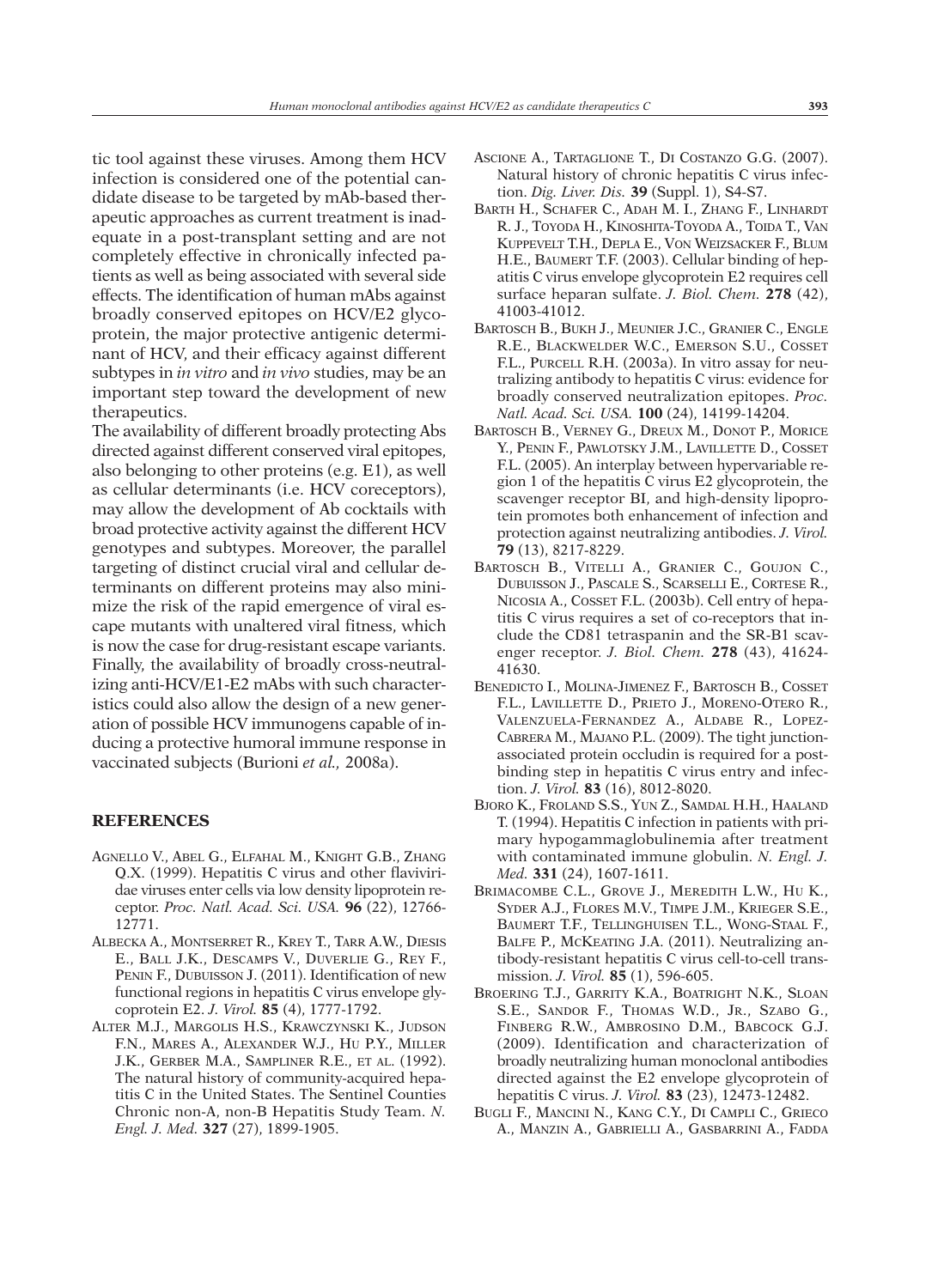tic tool against these viruses. Among them HCV infection is considered one of the potential candidate disease to be targeted by mAb-based therapeutic approaches as current treatment is inadequate in a post-transplant setting and are not completely effective in chronically infected patients as well as being associated with several side effects. The identification of human mAbs against broadly conserved epitopes on HCV/E2 glycoprotein, the major protective antigenic determinant of HCV, and their efficacy against different subtypes in *in vitro* and *in vivo* studies, may be an important step toward the development of new therapeutics.

The availability of different broadly protecting Abs directed against different conserved viral epitopes, also belonging to other proteins (e.g. E1), as well as cellular determinants (i.e. HCV coreceptors), may allow the development of Ab cocktails with broad protective activity against the different HCV genotypes and subtypes. Moreover, the parallel targeting of distinct crucial viral and cellular determinants on different proteins may also minimize the risk of the rapid emergence of viral escape mutants with unaltered viral fitness, which is now the case for drug-resistant escape variants. Finally, the availability of broadly cross-neutralizing anti-HCV/E1-E2 mAbs with such characteristics could also allow the design of a new generation of possible HCV immunogens capable of inducing a protective humoral immune response in vaccinated subjects (Burioni *et al.,* 2008a).

## REFERENCES

Agnello V., Abel G., Elfahal M., Knight G.B., Zhang Q.X. (1999). Hepatitis C virus and other flaviviridae viruses enter cells via low density lipoprotein receptor. *Proc. Natl. Acad. Sci. USA.* **96** (22), 12766-12771.

Albecka A., Montserret R., Krey T., Tarr A.W., Diesis E., Ball J.K., Descamps V., Duverlie G., Rey F., Penin F., Dubuisson J. (2011). Identification of new functional regions in hepatitis C virus envelope glycoprotein E2. *J. Virol.* **85** (4), 1777-1792.

Alter M.J., Margolis H.S., Krawczynski K., Judson F.N., Mares A., Alexander W.J., Hu P.Y., Miller J.K., Gerber M.A., Sampliner R.E., et al. (1992). The natural history of community-acquired hepatitis C in the United States. The Sentinel Counties Chronic non-A, non-B Hepatitis Study Team. *N. Engl. J. Med.* **327** (27), 1899-1905.

Ascione A., Tartaglione T., Di Costanzo G.G. (2007). Natural history of chronic hepatitis C virus infection. *Dig. Liver. Dis.* **39** (Suppl. 1), S4-S7.

Barth H., Schafer C., Adah M. I., Zhang F., Linhardt R. J., Toyoda H., Kinoshita-Toyoda A., Toida T., Van Kuppevelt T.H., Depla E., Von Weizsacker F., Blum H.E., Baumert T.F. (2003). Cellular binding of hepatitis C virus envelope glycoprotein E2 requires cell surface heparan sulfate. *J. Biol. Chem.* **278** (42), 41003-41012.

Bartosch B., Bukh J., Meunier J.C., Granier C., Engle R.E., Blackwelder W.C., Emerson S.U., Cosset F.L., Purcell R.H. (2003a). In vitro assay for neutralizing antibody to hepatitis C virus: evidence for broadly conserved neutralization epitopes. *Proc. Natl. Acad. Sci. USA.* **100** (24), 14199-14204.

Bartosch B., Verney G., Dreux M., Donot P., Morice Y., Penin F., Pawlotsky J.M., Lavillette D., Cosset F.L. (2005). An interplay between hypervariable region 1 of the hepatitis C virus E2 glycoprotein, the scavenger receptor BI, and high-density lipoprotein promotes both enhancement of infection and protection against neutralizing antibodies. *J. Virol.* **79** (13), 8217-8229.

Bartosch B., Vitelli A., Granier C., Goujon C., Dubuisson J., Pascale S., Scarselli E., Cortese R., Nicosia A., Cosset F.L. (2003b). Cell entry of hepatitis C virus requires a set of co-receptors that include the CD81 tetraspanin and the SR-B1 scavenger receptor. *J. Biol. Chem.* **278** (43), 41624-41630.

Benedicto I., Molina-Jimenez F., Bartosch B., Cosset F.L., Lavillette D., Prieto J., Moreno-Otero R., Valenzuela-Fernandez A., Aldabe R., Lopez-Cabrera M., Majano P.L. (2009). The tight junction-associated protein occludin is required for a post-binding step in hepatitis C virus entry and infection. *J. Virol.* **83** (16), 8012-8020.

Bjoro K., Froland S.S., Yun Z., Samdal H.H., Haaland T. (1994). Hepatitis C infection in patients with primary hypogammaglobulinemia after treatment with contaminated immune globulin. *N. Engl. J. Med.* **331** (24), 1607-1611.

Brimacombe C.L., Grove J., Meredith L.W., Hu K., Syder A.J., Flores M.V., Timpe J.M., Krieger S.E., Baumert T.F., Tellinghuisen T.L., Wong-Staal F., Balfe P., McKeating J.A. (2011). Neutralizing antibody-resistant hepatitis C virus cell-to-cell transmission. *J. Virol.* **85** (1), 596-605.

Broering T.J., Garrity K.A., Boatright N.K., Sloan S.E., Sandor F., Thomas W.D., Jr., Szabo G., Finberg R.W., Ambrosino D.M., Babcock G.J. (2009). Identification and characterization of broadly neutralizing human monoclonal antibodies directed against the E2 envelope glycoprotein of hepatitis C virus. *J. Virol.* **83** (23), 12473-12482.

Bugli F., Mancini N., Kang C.Y., Di Campli C., Grieco A., Manzin A., Gabrielli A., Gasbarrini A., Fadda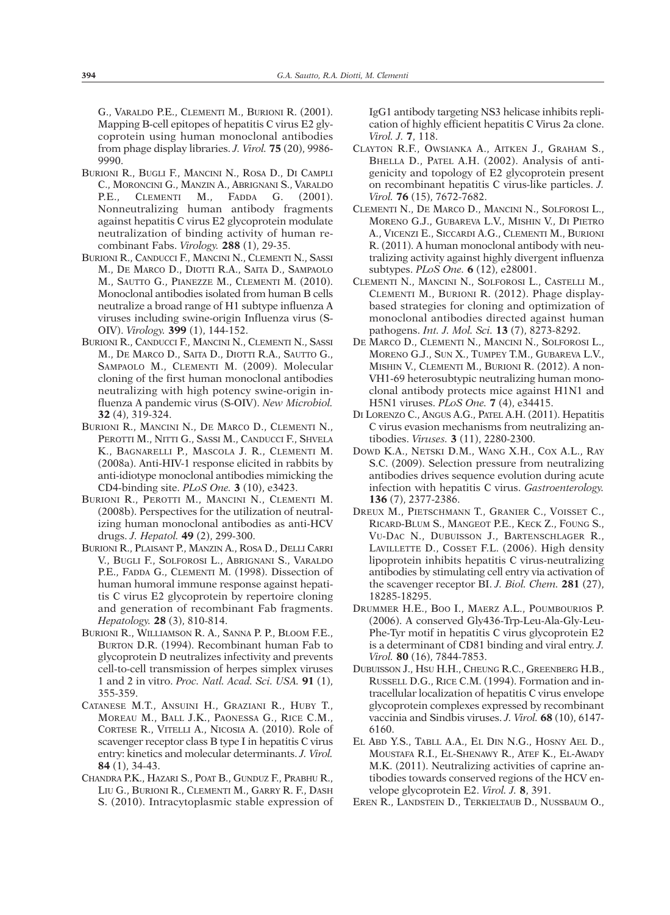G., Varaldo P.E., Clementi M., Burioni R. (2001). Mapping B-cell epitopes of hepatitis C virus E2 glycoprotein using human monoclonal antibodies from phage display libraries. *J. Virol.* **75** (20), 9986-9990.

Burioni R., Bugli F., Mancini N., Rosa D., Di Campli C., Moroncini G., Manzin A., Abrignani S., Varaldo P.E., Clementi M., Fadda G. (2001). Nonneutralizing human antibody fragments against hepatitis C virus E2 glycoprotein modulate neutralization of binding activity of human recombinant Fabs. *Virology.* **288** (1), 29-35.

Burioni R., Canducci F., Mancini N., Clementi N., Sassi M., De Marco D., Diotti R.A., Saita D., Sampaolo M., Sautto G., Pianezze M., Clementi M. (2010). Monoclonal antibodies isolated from human B cells neutralize a broad range of H1 subtype influenza A viruses including swine-origin Influenza virus (S-OIV). *Virology.* **399** (1), 144-152.

Burioni R., Canducci F., Mancini N., Clementi N., Sassi M., De Marco D., Saita D., Diotti R.A., Sautto G., Sampaolo M., Clementi M. (2009). Molecular cloning of the first human monoclonal antibodies neutralizing with high potency swine-origin influenza A pandemic virus (S-OIV). *New Microbiol.* **32** (4), 319-324.

Burioni R., Mancini N., De Marco D., Clementi N., Perotti M., Nitti G., Sassi M., Canducci F., Shvela K., Bagnarelli P., Mascola J. R., Clementi M. (2008a). Anti-HIV-1 response elicited in rabbits by anti-idiotype monoclonal antibodies mimicking the CD4-binding site. *PLoS One.* **3** (10), e3423.

Burioni R., Perotti M., Mancini N., Clementi M. (2008b). Perspectives for the utilization of neutralizing human monoclonal antibodies as anti-HCV drugs. *J. Hepatol.* **49** (2), 299-300.

Burioni R., Plaisant P., Manzin A., Rosa D., Delli Carri V., Bugli F., Solforosi L., Abrignani S., Varaldo P.E., Fadda G., Clementi M. (1998). Dissection of human humoral immune response against hepatitis C virus E2 glycoprotein by repertoire cloning and generation of recombinant Fab fragments. *Hepatology.* **28** (3), 810-814.

Burioni R., Williamson R. A., Sanna P. P., Bloom F.E., Burton D.R. (1994). Recombinant human Fab to glycoprotein D neutralizes infectivity and prevents cell-to-cell transmission of herpes simplex viruses 1 and 2 in vitro. *Proc. Natl. Acad. Sci. USA.* **91** (1), 355-359.

Catanese M.T., Ansuini H., Graziani R., Huby T., Moreau M., Ball J.K., Paonessa G., Rice C.M., Cortese R., Vitelli A., Nicosia A. (2010). Role of scavenger receptor class B type I in hepatitis C virus entry: kinetics and molecular determinants. *J. Virol.* **84** (1), 34-43.

Chandra P.K., Hazari S., Poat B., Gunduz F., Prabhu R., Liu G., Burioni R., Clementi M., Garry R. F., Dash S. (2010). Intracytoplasmic stable expression of IgG1 antibody targeting NS3 helicase inhibits replication of highly efficient hepatitis C Virus 2a clone. *Virol. J.* **7**, 118.

Clayton R.F., Owsianka A., Aitken J., Graham S., Bhella D., Patel A.H. (2002). Analysis of antigenicity and topology of E2 glycoprotein present on recombinant hepatitis C virus-like particles. *J. Virol.* **76** (15), 7672-7682.

Clementi N., De Marco D., Mancini N., Solforosi L., Moreno G.J., Gubareva L.V., Mishin V., Di Pietro A., Vicenzi E., Siccardi A.G., Clementi M., Burioni R. (2011). A human monoclonal antibody with neutralizing activity against highly divergent influenza subtypes. *PLoS One.* **6** (12), e28001.

Clementi N., Mancini N., Solforosi L., Castelli M., Clementi M., Burioni R. (2012). Phage display-based strategies for cloning and optimization of monoclonal antibodies directed against human pathogens. *Int. J. Mol. Sci.* **13** (7), 8273-8292.

De Marco D., Clementi N., Mancini N., Solforosi L., Moreno G.J., Sun X., Tumpey T.M., Gubareva L.V., Mishin V., Clementi M., Burioni R. (2012). A non-VH1-69 heterosubtypic neutralizing human monoclonal antibody protects mice against H1N1 and H5N1 viruses. *PLoS One.* **7** (4), e34415.

Di Lorenzo C., Angus A.G., Patel A.H. (2011). Hepatitis C virus evasion mechanisms from neutralizing antibodies. *Viruses.* **3** (11), 2280-2300.

Dowd K.A., Netski D.M., Wang X.H., Cox A.L., Ray S.C. (2009). Selection pressure from neutralizing antibodies drives sequence evolution during acute infection with hepatitis C virus. *Gastroenterology.* **136** (7), 2377-2386.

Dreux M., Pietschmann T., Granier C., Voisset C., Ricard-Blum S., Mangeot P.E., Keck Z., Foung S., Vu-Dac N., Dubuisson J., Bartenschlager R., Lavillette D., Cosset F.L. (2006). High density lipoprotein inhibits hepatitis C virus-neutralizing antibodies by stimulating cell entry via activation of the scavenger receptor BI. *J. Biol. Chem.* **281** (27), 18285-18295.

Drummer H.E., Boo I., Maerz A.L., Poumbourios P. (2006). A conserved Gly436-Trp-Leu-Ala-Gly-Leu-Phe-Tyr motif in hepatitis C virus glycoprotein E2 is a determinant of CD81 binding and viral entry. *J. Virol.* **80** (16), 7844-7853.

Dubuisson J., Hsu H.H., Cheung R.C., Greenberg H.B., Russell D.G., Rice C.M. (1994). Formation and intracellular localization of hepatitis C virus envelope glycoprotein complexes expressed by recombinant vaccinia and Sindbis viruses. *J. Virol.* **68** (10), 6147-6160.

El Abd Y.S., Tabll A.A., El Din N.G., Hosny Ael D., Moustafa R.I., El-Shenawy R., Atef K., El-Awady M.K. (2011). Neutralizing activities of caprine antibodies towards conserved regions of the HCV envelope glycoprotein E2. *Virol. J.* **8**, 391.

Eren R., Landstein D., Terkieltaub D., Nussbaum O.,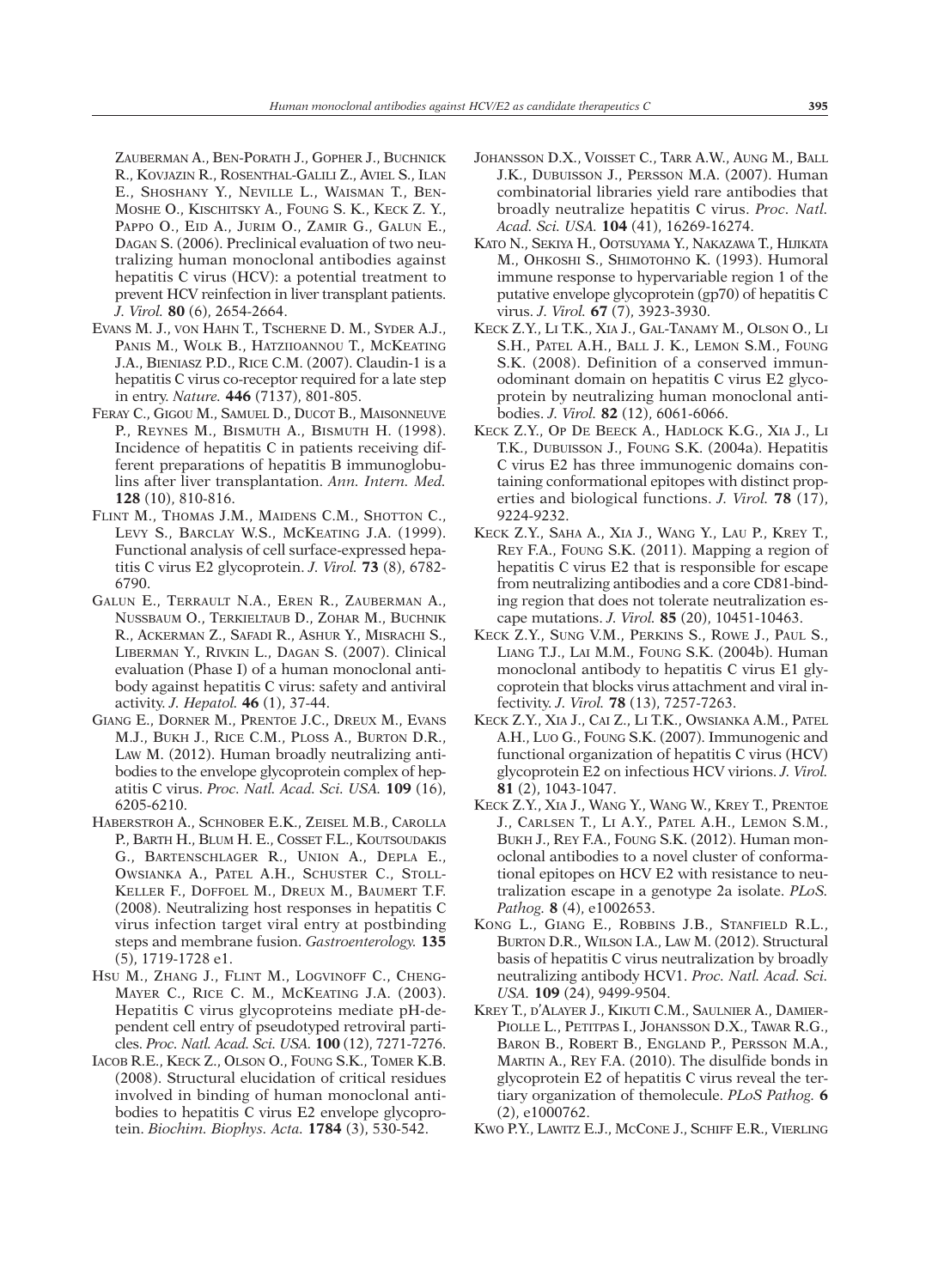Zauberman A., Ben-Porath J., Gopher J., Buchnick R., Kovjazin R., Rosenthal-Galili Z., Aviel S., Ilan E., Shoshany Y., Neville L., Waisman T., Ben-Moshe O., Kischitsky A., Foung S. K., Keck Z. Y., Pappo O., Eid A., Jurim O., Zamir G., Galun E., Dagan S. (2006). Preclinical evaluation of two neutralizing human monoclonal antibodies against hepatitis C virus (HCV): a potential treatment to prevent HCV reinfection in liver transplant patients. *J. Virol.* **80** (6), 2654-2664.

Evans M. J., von Hahn T., Tscherne D. M., Syder A.J., Panis M., Wolk B., Hatziioannou T., McKeating J.A., Bieniasz P.D., Rice C.M. (2007). Claudin-1 is a hepatitis C virus co-receptor required for a late step in entry. *Nature.* **446** (7137), 801-805.

Feray C., Gigou M., Samuel D., Ducot B., Maisonneuve P., Reynes M., Bismuth A., Bismuth H. (1998). Incidence of hepatitis C in patients receiving different preparations of hepatitis B immunoglobulins after liver transplantation. *Ann. Intern. Med.* **128** (10), 810-816.

Flint M., Thomas J.M., Maidens C.M., Shotton C., Levy S., Barclay W.S., McKeating J.A. (1999). Functional analysis of cell surface-expressed hepatitis C virus E2 glycoprotein. *J. Virol.* **73** (8), 6782-6790.

Galun E., Terrault N.A., Eren R., Zauberman A., Nussbaum O., Terkieltaub D., Zohar M., Buchnik R., Ackerman Z., Safadi R., Ashur Y., Misrachi S., Liberman Y., Rivkin L., Dagan S. (2007). Clinical evaluation (Phase I) of a human monoclonal antibody against hepatitis C virus: safety and antiviral activity. *J. Hepatol.* **46** (1), 37-44.

Giang E., Dorner M., Prentoe J.C., Dreux M., Evans M.J., Bukh J., Rice C.M., Ploss A., Burton D.R., Law M. (2012). Human broadly neutralizing antibodies to the envelope glycoprotein complex of hepatitis C virus. *Proc. Natl. Acad. Sci. USA.* **109** (16), 6205-6210.

Haberstroh A., Schnober E.K., Zeisel M.B., Carolla P., Barth H., Blum H. E., Cosset F.L., Koutsoudakis G., Bartenschlager R., Union A., Depla E., Owsianka A., Patel A.H., Schuster C., Stoll-Keller F., Doffoel M., Dreux M., Baumert T.F. (2008). Neutralizing host responses in hepatitis C virus infection target viral entry at postbinding steps and membrane fusion. *Gastroenterology.* **135** (5), 1719-1728 e1.

Hsu M., Zhang J., Flint M., Logvinoff C., Cheng-Mayer C., Rice C. M., McKeating J.A. (2003). Hepatitis C virus glycoproteins mediate pH-dependent cell entry of pseudotyped retroviral particles. *Proc. Natl. Acad. Sci. USA.* **100** (12), 7271-7276.

Iacob R.E., Keck Z., Olson O., Foung S.K., Tomer K.B. (2008). Structural elucidation of critical residues involved in binding of human monoclonal antibodies to hepatitis C virus E2 envelope glycoprotein. *Biochim. Biophys. Acta.* **1784** (3), 530-542.

Johansson D.X., Voisset C., Tarr A.W., Aung M., Ball J.K., Dubuisson J., Persson M.A. (2007). Human combinatorial libraries yield rare antibodies that broadly neutralize hepatitis C virus. *Proc. Natl. Acad. Sci. USA.* **104** (41), 16269-16274.

Kato N., Sekiya H., Ootsuyama Y., Nakazawa T., Hijikata M., Ohkoshi S., Shimotohno K. (1993). Humoral immune response to hypervariable region 1 of the putative envelope glycoprotein (gp70) of hepatitis C virus. *J. Virol.* **67** (7), 3923-3930.

Keck Z.Y., Li T.K., Xia J., Gal-Tanamy M., Olson O., Li S.H., Patel A.H., Ball J. K., Lemon S.M., Foung S.K. (2008). Definition of a conserved immunodominant domain on hepatitis C virus E2 glycoprotein by neutralizing human monoclonal antibodies. *J. Virol.* **82** (12), 6061-6066.

Keck Z.Y., Op De Beeck A., Hadlock K.G., Xia J., Li T.K., Dubuisson J., Foung S.K. (2004a). Hepatitis C virus E2 has three immunogenic domains containing conformational epitopes with distinct properties and biological functions. *J. Virol.* **78** (17), 9224-9232.

Keck Z.Y., Saha A., Xia J., Wang Y., Lau P., Krey T., Rey F.A., Foung S.K. (2011). Mapping a region of hepatitis C virus E2 that is responsible for escape from neutralizing antibodies and a core CD81-binding region that does not tolerate neutralization escape mutations. *J. Virol.* **85** (20), 10451-10463.

Keck Z.Y., Sung V.M., Perkins S., Rowe J., Paul S., Liang T.J., Lai M.M., Foung S.K. (2004b). Human monoclonal antibody to hepatitis C virus E1 glycoprotein that blocks virus attachment and viral infectivity. *J. Virol.* **78** (13), 7257-7263.

Keck Z.Y., Xia J., Cai Z., Li T.K., Owsianka A.M., Patel A.H., Luo G., Foung S.K. (2007). Immunogenic and functional organization of hepatitis C virus (HCV) glycoprotein E2 on infectious HCV virions. *J. Virol.* **81** (2), 1043-1047.

Keck Z.Y., Xia J., Wang Y., Wang W., Krey T., Prentoe J., Carlsen T., Li A.Y., Patel A.H., Lemon S.M., Bukh J., Rey F.A., Foung S.K. (2012). Human monoclonal antibodies to a novel cluster of conformational epitopes on HCV E2 with resistance to neutralization escape in a genotype 2a isolate. *PLoS. Pathog.* **8** (4), e1002653.

Kong L., Giang E., Robbins J.B., Stanfield R.L., Burton D.R., Wilson I.A., Law M. (2012). Structural basis of hepatitis C virus neutralization by broadly neutralizing antibody HCV1. *Proc. Natl. Acad. Sci. USA.* **109** (24), 9499-9504.

Krey T., d'Alayer J., Kikuti C.M., Saulnier A., Damier-Piolle L., Petitpas I., Johansson D.X., Tawar R.G., Baron B., Robert B., England P., Persson M.A., Martin A., Rey F.A. (2010). The disulfide bonds in glycoprotein E2 of hepatitis C virus reveal the tertiary organization of themolecule. *PLoS Pathog.* **6** (2), e1000762.

Kwo P.Y., Lawitz E.J., McCone J., Schiff E.R., Vierling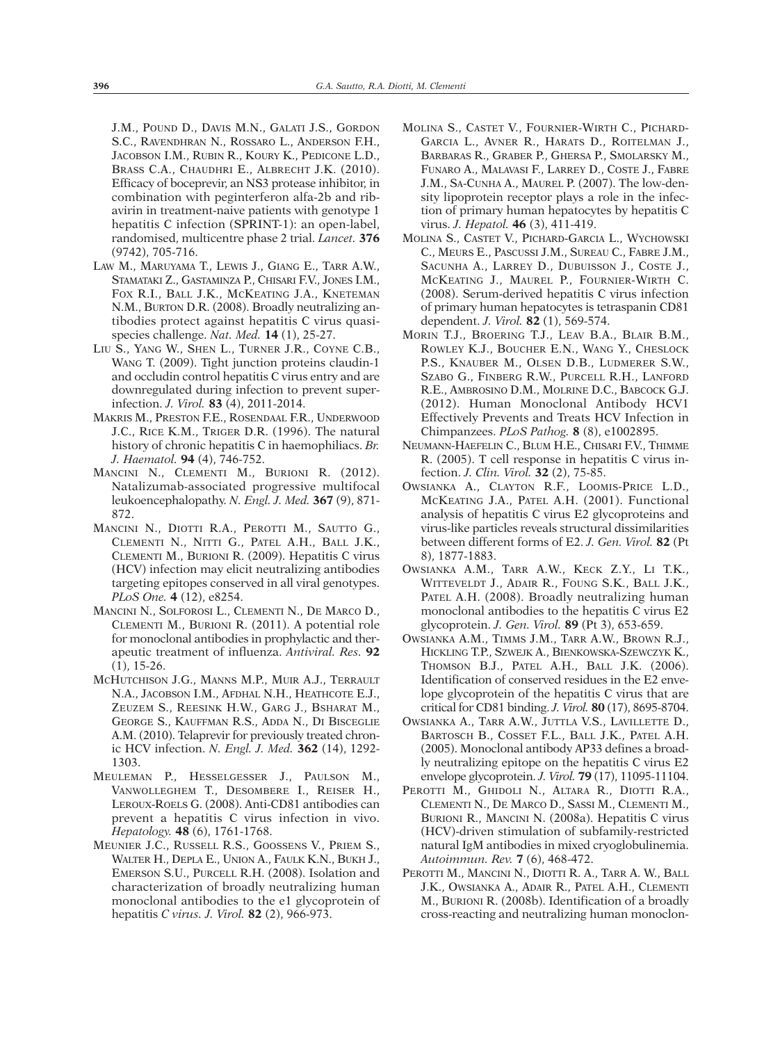J.M., Pound D., Davis M.N., Galati J.S., Gordon S.C., Ravendhran N., Rossaro L., Anderson F.H., Jacobson I.M., Rubin R., Koury K., Pedicone L.D., Brass C.A., Chaudhri E., Albrecht J.K. (2010). Efficacy of boceprevir, an NS3 protease inhibitor, in combination with peginterferon alfa-2b and ribavirin in treatment-naive patients with genotype 1 hepatitis C infection (SPRINT-1): an open-label, randomised, multicentre phase 2 trial. *Lancet.* **376** (9742), 705-716.

Law M., Maruyama T., Lewis J., Giang E., Tarr A.W., Stamataki Z., Gastaminza P., Chisari F.V., Jones I.M., Fox R.I., Ball J.K., McKeating J.A., Kneteman N.M., Burton D.R. (2008). Broadly neutralizing antibodies protect against hepatitis C virus quasispecies challenge. *Nat. Med.* **14** (1), 25-27.

Liu S., Yang W., Shen L., Turner J.R., Coyne C.B., Wang T. (2009). Tight junction proteins claudin-1 and occludin control hepatitis C virus entry and are downregulated during infection to prevent superinfection. *J. Virol.* **83** (4), 2011-2014.

Makris M., Preston F.E., Rosendaal F.R., Underwood J.C., Rice K.M., Triger D.R. (1996). The natural history of chronic hepatitis C in haemophiliacs. *Br. J. Haematol.* **94** (4), 746-752.

Mancini N., Clementi M., Burioni R. (2012). Natalizumab-associated progressive multifocal leukoencephalopathy. *N. Engl. J. Med.* **367** (9), 871-872.

Mancini N., Diotti R.A., Perotti M., Sautto G., Clementi N., Nitti G., Patel A.H., Ball J.K., Clementi M., Burioni R. (2009). Hepatitis C virus (HCV) infection may elicit neutralizing antibodies targeting epitopes conserved in all viral genotypes. *PLoS One.* **4** (12), e8254.

Mancini N., Solforosi L., Clementi N., De Marco D., Clementi M., Burioni R. (2011). A potential role for monoclonal antibodies in prophylactic and therapeutic treatment of influenza. *Antiviral. Res.* **92** (1), 15-26.

McHutchison J.G., Manns M.P., Muir A.J., Terrault N.A., Jacobson I.M., Afdhal N.H., Heathcote E.J., Zeuzem S., Reesink H.W., Garg J., Bsharat M., George S., Kauffman R.S., Adda N., Di Bisceglie A.M. (2010). Telaprevir for previously treated chronic HCV infection. *N. Engl. J. Med.* **362** (14), 1292-1303.

Meuleman P., Hesselgesser J., Paulson M., Vanwolleghem T., Desombere I., Reiser H., Leroux-Roels G. (2008). Anti-CD81 antibodies can prevent a hepatitis C virus infection in vivo. *Hepatology.* **48** (6), 1761-1768.

Meunier J.C., Russell R.S., Goossens V., Priem S., Walter H., Depla E., Union A., Faulk K.N., Bukh J., Emerson S.U., Purcell R.H. (2008). Isolation and characterization of broadly neutralizing human monoclonal antibodies to the e1 glycoprotein of hepatitis *C virus. J. Virol.* **82** (2), 966-973.

Molina S., Castet V., Fournier-Wirth C., Pichard-Garcia L., Avner R., Harats D., Roitelman J., Barbaras R., Graber P., Ghersa P., Smolarsky M., Funaro A., Malavasi F., Larrey D., Coste J., Fabre J.M., Sa-Cunha A., Maurel P. (2007). The low-density lipoprotein receptor plays a role in the infection of primary human hepatocytes by hepatitis C virus. *J. Hepatol.* **46** (3), 411-419.

Molina S., Castet V., Pichard-Garcia L., Wychowski C., Meurs E., Pascussi J.M., Sureau C., Fabre J.M., Sacunha A., Larrey D., Dubuisson J., Coste J., McKeating J., Maurel P., Fournier-Wirth C. (2008). Serum-derived hepatitis C virus infection of primary human hepatocytes is tetraspanin CD81 dependent. *J. Virol.* **82** (1), 569-574.

Morin T.J., Broering T.J., Leav B.A., Blair B.M., Rowley K.J., Boucher E.N., Wang Y., Cheslock P.S., Knauber M., Olsen D.B., Ludmerer S.W., Szabo G., Finberg R.W., Purcell R.H., Lanford R.E., Ambrosino D.M., Molrine D.C., Babcock G.J. (2012). Human Monoclonal Antibody HCV1 Effectively Prevents and Treats HCV Infection in Chimpanzees. *PLoS Pathog.* **8** (8), e1002895.

Neumann-Haefelin C., Blum H.E., Chisari F.V., Thimme R. (2005). T cell response in hepatitis C virus infection. *J. Clin. Virol.* **32** (2), 75-85.

Owsianka A., Clayton R.F., Loomis-Price L.D., McKeating J.A., Patel A.H. (2001). Functional analysis of hepatitis C virus E2 glycoproteins and virus-like particles reveals structural dissimilarities between different forms of E2. *J. Gen. Virol.* **82** (Pt 8), 1877-1883.

Owsianka A.M., Tarr A.W., Keck Z.Y., Li T.K., Witteveldt J., Adair R., Foung S.K., Ball J.K., Patel A.H. (2008). Broadly neutralizing human monoclonal antibodies to the hepatitis C virus E2 glycoprotein. *J. Gen. Virol.* **89** (Pt 3), 653-659.

Owsianka A.M., Timms J.M., Tarr A.W., Brown R.J., Hickling T.P., Szwejk A., Bienkowska-Szewczyk K., Thomson B.J., Patel A.H., Ball J.K. (2006). Identification of conserved residues in the E2 envelope glycoprotein of the hepatitis C virus that are critical for CD81 binding. *J. Virol.* **80** (17), 8695-8704.

Owsianka A., Tarr A.W., Juttla V.S., Lavillette D., Bartosch B., Cosset F.L., Ball J.K., Patel A.H. (2005). Monoclonal antibody AP33 defines a broadly neutralizing epitope on the hepatitis C virus E2 envelope glycoprotein. *J. Virol.* **79** (17), 11095-11104.

Perotti M., Ghidoli N., Altara R., Diotti R.A., Clementi N., De Marco D., Sassi M., Clementi M., Burioni R., Mancini N. (2008a). Hepatitis C virus (HCV)-driven stimulation of subfamily-restricted natural IgM antibodies in mixed cryoglobulinemia. *Autoimmun. Rev.* **7** (6), 468-472.

Perotti M., Mancini N., Diotti R. A., Tarr A. W., Ball J.K., Owsianka A., Adair R., Patel A.H., Clementi M., Burioni R. (2008b). Identification of a broadly cross-reacting and neutralizing human monoclon-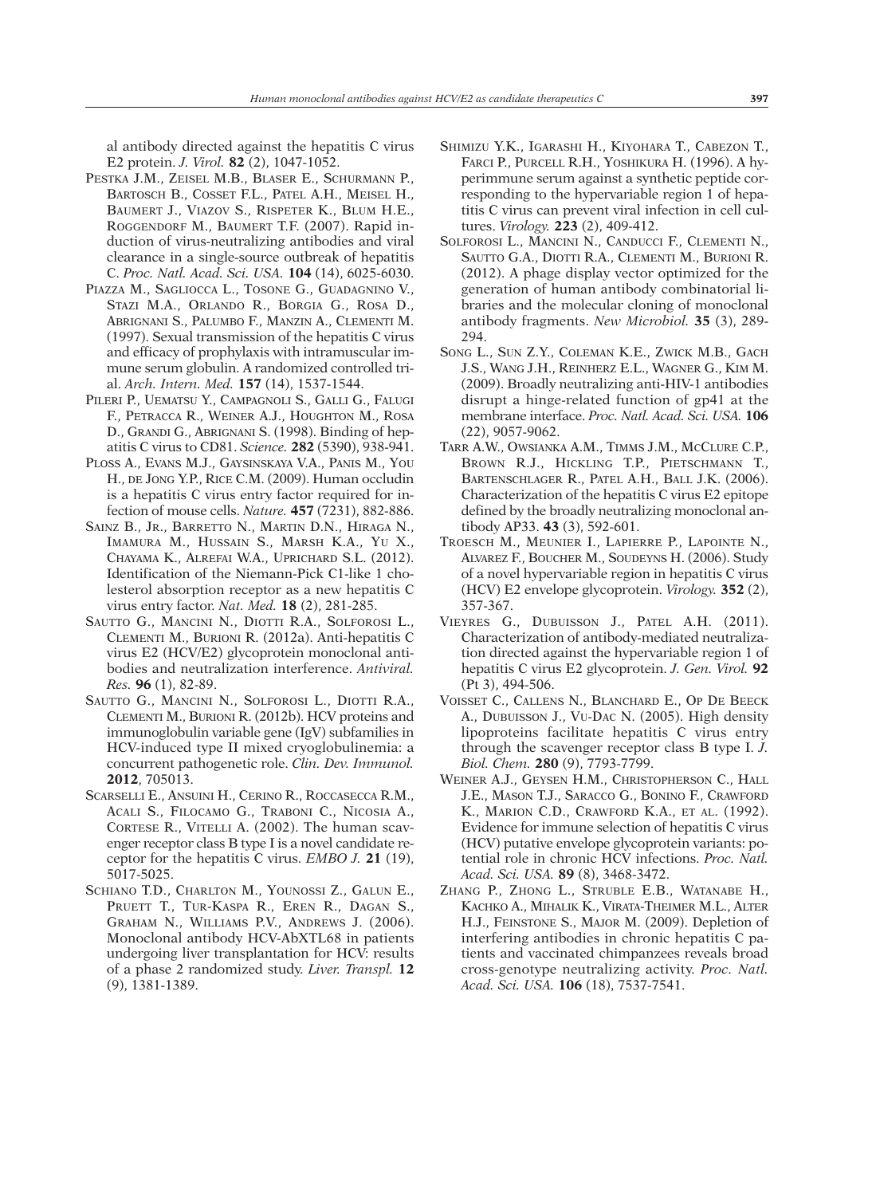al antibody directed against the hepatitis C virus E2 protein. *J. Virol.* **82** (2), 1047-1052.

PESTKA J.M., ZEISEL M.B., BLASER E., SCHURMANN P., BARTOSCH B., COSSET F.L., PATEL A.H., MEISEL H., BAUMERT J., VIAZOV S., RISPETER K., BLUM H.E., ROGGENDORF M., BAUMERT T.F. (2007). Rapid induction of virus-neutralizing antibodies and viral clearance in a single-source outbreak of hepatitis C. *Proc. Natl. Acad. Sci. USA.* **104** (14), 6025-6030.

PIAZZA M., SAGLIOCCA L., TOSONE G., GUADAGNINO V., STAZI M.A., ORLANDO R., BORGIA G., ROSA D., ABRIGNANI S., PALUMBO F., MANZIN A., CLEMENTI M. (1997). Sexual transmission of the hepatitis C virus and efficacy of prophylaxis with intramuscular immune serum globulin. A randomized controlled trial. *Arch. Intern. Med.* **157** (14), 1537-1544.

PILERI P., UEMATSU Y., CAMPAGNOLI S., GALLI G., FALUGI F., PETRACCA R., WEINER A.J., HOUGHTON M., ROSA D., GRANDI G., ABRIGNANI S. (1998). Binding of hepatitis C virus to CD81. *Science.* **282** (5390), 938-941.

PLOSS A., EVANS M.J., GAYSINSKAYA V.A., PANIS M., YOU H., DE JONG Y.P., RICE C.M. (2009). Human occludin is a hepatitis C virus entry factor required for infection of mouse cells. *Nature.* **457** (7231), 882-886.

SAINZ B., JR., BARRETTO N., MARTIN D.N., HIRAGA N., IMAMURA M., HUSSAIN S., MARSH K.A., YU X., CHAYAMA K., ALREFAI W.A., UPRICHARD S.L. (2012). Identification of the Niemann-Pick C1-like 1 cholesterol absorption receptor as a new hepatitis C virus entry factor. *Nat. Med.* **18** (2), 281-285.

SAUTTO G., MANCINI N., DIOTTI R.A., SOLFOROSI L., CLEMENTI M., BURIONI R. (2012a). Anti-hepatitis C virus E2 (HCV/E2) glycoprotein monoclonal antibodies and neutralization interference. *Antiviral. Res.* **96** (1), 82-89.

SAUTTO G., MANCINI N., SOLFOROSI L., DIOTTI R.A., CLEMENTI M., BURIONI R. (2012b). HCV proteins and immunoglobulin variable gene (IgV) subfamilies in HCV-induced type II mixed cryoglobulinemia: a concurrent pathogenetic role. *Clin. Dev. Immunol.* **2012**, 705013.

SCARSELLI E., ANSUINI H., CERINO R., ROCCASECCA R.M., ACALI S., FILOCAMO G., TRABONI C., NICOSIA A., CORTESE R., VITELLI A. (2002). The human scavenger receptor class B type I is a novel candidate receptor for the hepatitis C virus. *EMBO J.* **21** (19), 5017-5025.

SCHIANO T.D., CHARLTON M., YOUNOSSI Z., GALUN E., PRUETT T., TUR-KASPA R., EREN R., DAGAN S., GRAHAM N., WILLIAMS P.V., ANDREWS J. (2006). Monoclonal antibody HCV-AbXTL68 in patients undergoing liver transplantation for HCV: results of a phase 2 randomized study. *Liver. Transpl.* **12** (9), 1381-1389.

SHIMIZU Y.K., IGARASHI H., KIYOHARA T., CABEZON T., FARCI P., PURCELL R.H., YOSHIKURA H. (1996). A hyperimmune serum against a synthetic peptide corresponding to the hypervariable region 1 of hepatitis C virus can prevent viral infection in cell cultures. *Virology.* **223** (2), 409-412.

SOLFOROSI L., MANCINI N., CANDUCCI F., CLEMENTI N., SAUTTO G.A., DIOTTI R.A., CLEMENTI M., BURIONI R. (2012). A phage display vector optimized for the generation of human antibody combinatorial libraries and the molecular cloning of monoclonal antibody fragments. *New Microbiol.* **35** (3), 289-294.

SONG L., SUN Z.Y., COLEMAN K.E., ZWICK M.B., GACH J.S., WANG J.H., REINHERZ E.L., WAGNER G., KIM M. (2009). Broadly neutralizing anti-HIV-1 antibodies disrupt a hinge-related function of gp41 at the membrane interface. *Proc. Natl. Acad. Sci. USA.* **106** (22), 9057-9062.

TARR A.W., OWSIANKA A.M., TIMMS J.M., MCCLURE C.P., BROWN R.J., HICKLING T.P., PIETSCHMANN T., BARTENSCHLAGER R., PATEL A.H., BALL J.K. (2006). Characterization of the hepatitis C virus E2 epitope defined by the broadly neutralizing monoclonal antibody AP33. **43** (3), 592-601.

TROESCH M., MEUNIER I., LAPIERRE P., LAPOINTE N., ALVAREZ F., BOUCHER M., SOUDEYNS H. (2006). Study of a novel hypervariable region in hepatitis C virus (HCV) E2 envelope glycoprotein. *Virology.* **352** (2), 357-367.

VIEYRES G., DUBUISSON J., PATEL A.H. (2011). Characterization of antibody-mediated neutralization directed against the hypervariable region 1 of hepatitis C virus E2 glycoprotein. *J. Gen. Virol.* **92** (Pt 3), 494-506.

VOISSET C., CALLENS N., BLANCHARD E., OP DE BEECK A., DUBUISSON J., VU-DAC N. (2005). High density lipoproteins facilitate hepatitis C virus entry through the scavenger receptor class B type I. *J. Biol. Chem.* **280** (9), 7793-7799.

WEINER A.J., GEYSEN H.M., CHRISTOPHERSON C., HALL J.E., MASON T.J., SARACCO G., BONINO F., CRAWFORD K., MARION C.D., CRAWFORD K.A., ET AL. (1992). Evidence for immune selection of hepatitis C virus (HCV) putative envelope glycoprotein variants: potential role in chronic HCV infections. *Proc. Natl. Acad. Sci. USA.* **89** (8), 3468-3472.

ZHANG P., ZHONG L., STRUBLE E.B., WATANABE H., KACHKO A., MIHALIK K., VIRATA-THEIMER M.L., ALTER H.J., FEINSTONE S., MAJOR M. (2009). Depletion of interfering antibodies in chronic hepatitis C patients and vaccinated chimpanzees reveals broad cross-genotype neutralizing activity. *Proc. Natl. Acad. Sci. USA.* **106** (18), 7537-7541.